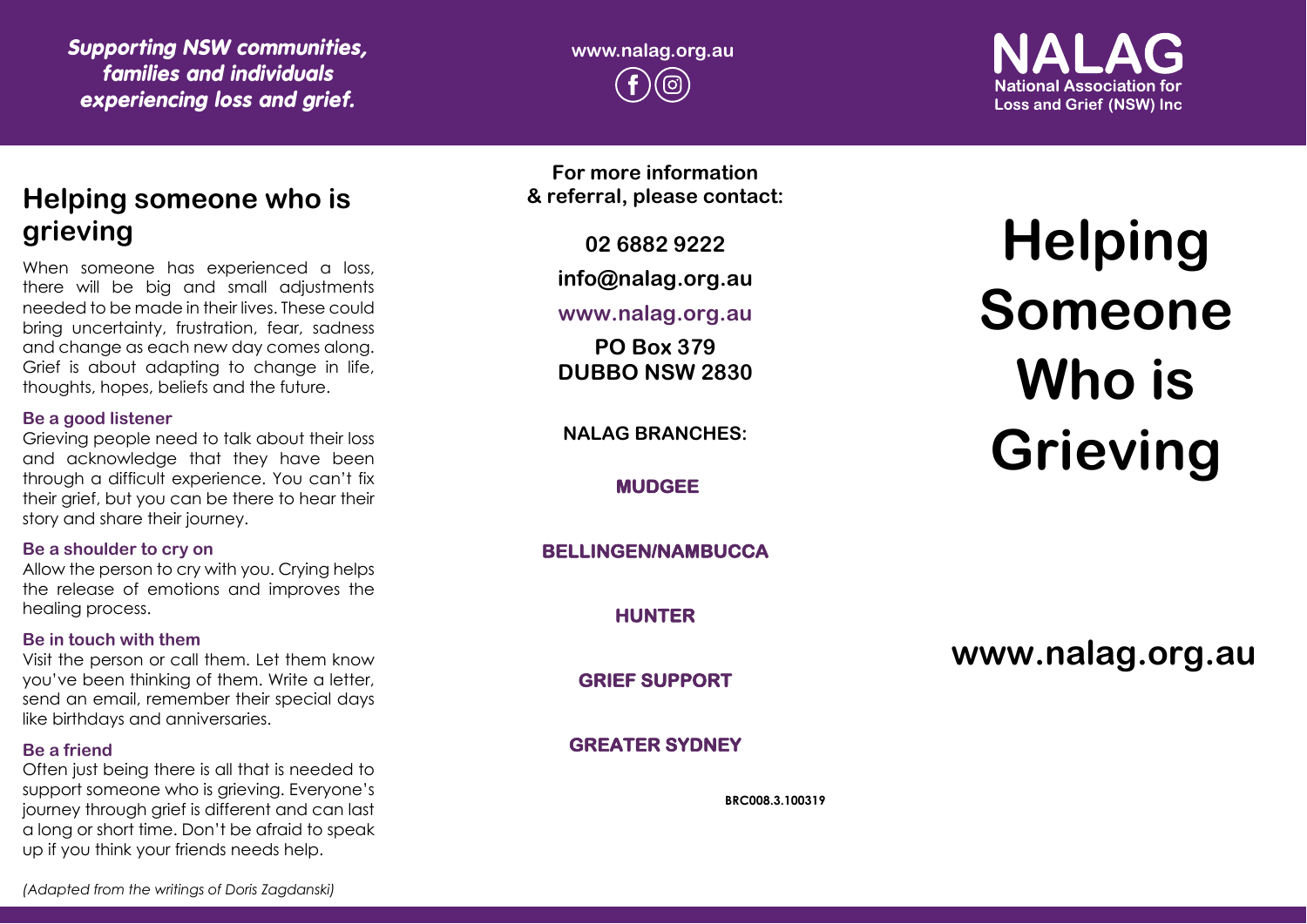*Supporting NSW communities, families and individuals experiencing loss and grief.*

www.nalag.org.au

**NALAG**
National Association for Loss and Grief (NSW) Inc

## Helping someone who is grieving

When someone has experienced a loss, there will be big and small adjustments needed to be made in their lives. These could bring uncertainty, frustration, fear, sadness and change as each new day comes along. Grief is about adapting to change in life, thoughts, hopes, beliefs and the future.

**Be a good listener**
Grieving people need to talk about their loss and acknowledge that they have been through a difficult experience. You can't fix their grief, but you can be there to hear their story and share their journey.

**Be a shoulder to cry on**
Allow the person to cry with you. Crying helps the release of emotions and improves the healing process.

**Be in touch with them**
Visit the person or call them. Let them know you've been thinking of them. Write a letter, send an email, remember their special days like birthdays and anniversaries.

**Be a friend**
Often just being there is all that is needed to support someone who is grieving. Everyone's journey through grief is different and can last a long or short time. Don't be afraid to speak up if you think your friends needs help.

*(Adapted from the writings of Doris Zagdanski)*

**For more information & referral, please contact:**

**02 6882 9222**

**info@nalag.org.au**

**www.nalag.org.au**

**PO Box 379**
**DUBBO NSW 2830**

**NALAG BRANCHES:**

**MUDGEE**

**BELLINGEN/NAMBUCCA**

**HUNTER**

**GRIEF SUPPORT**

**GREATER SYDNEY**

BRC008.3.100319

# Helping Someone Who is Grieving

**www.nalag.org.au**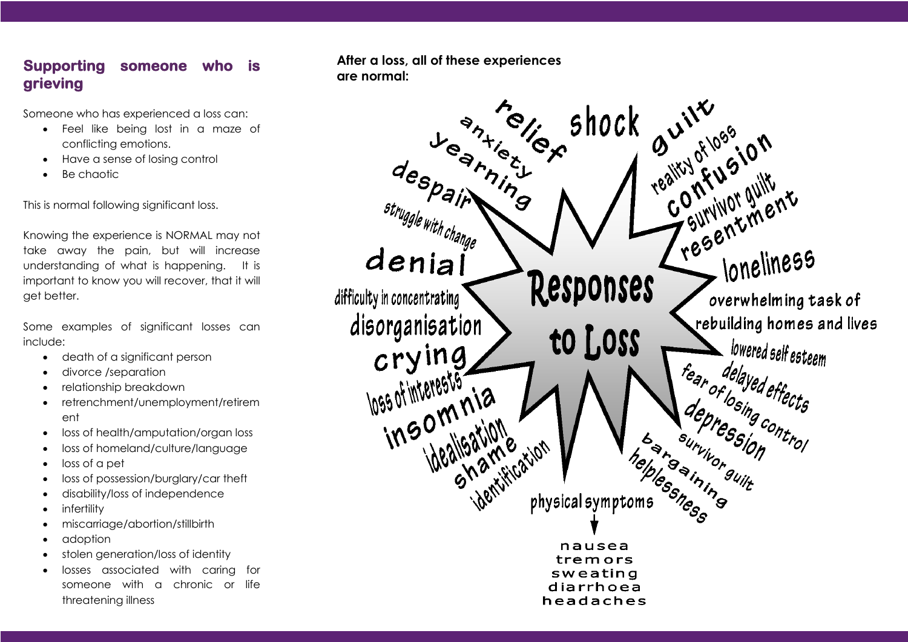## Supporting someone who is grieving

Someone who has experienced a loss can:

- Feel like being lost in a maze of conflicting emotions.
- Have a sense of losing control
- Be chaotic

This is normal following significant loss.

Knowing the experience is NORMAL may not take away the pain, but will increase understanding of what is happening. It is important to know you will recover, that it will get better.

Some examples of significant losses can include:

- death of a significant person
- divorce /separation
- relationship breakdown
- retrenchment/unemployment/retirement
- loss of health/amputation/organ loss
- loss of homeland/culture/language
- loss of a pet
- loss of possession/burglary/car theft
- disability/loss of independence
- infertility
- miscarriage/abortion/stillbirth
- adoption
- stolen generation/loss of identity
- losses associated with caring for someone with a chronic or life threatening illness

**After a loss, all of these experiences are normal:**

Responses to Loss

relief
shock
guilt
anxiety
yearning
despair
reality of loss
confusion
survivor guilt
resentment
struggle with change
denial
loneliness
difficulty in concentrating
disorganisation
overwhelming task of rebuilding homes and lives
crying
lowered self esteem
loss of interests
delayed effects
fear of losing control
insomnia
depression
idealisation
shame
identification
survivor guilt
bargaining
helplessness
physical symptoms

nausea
tremors
sweating
diarrhoea
headaches